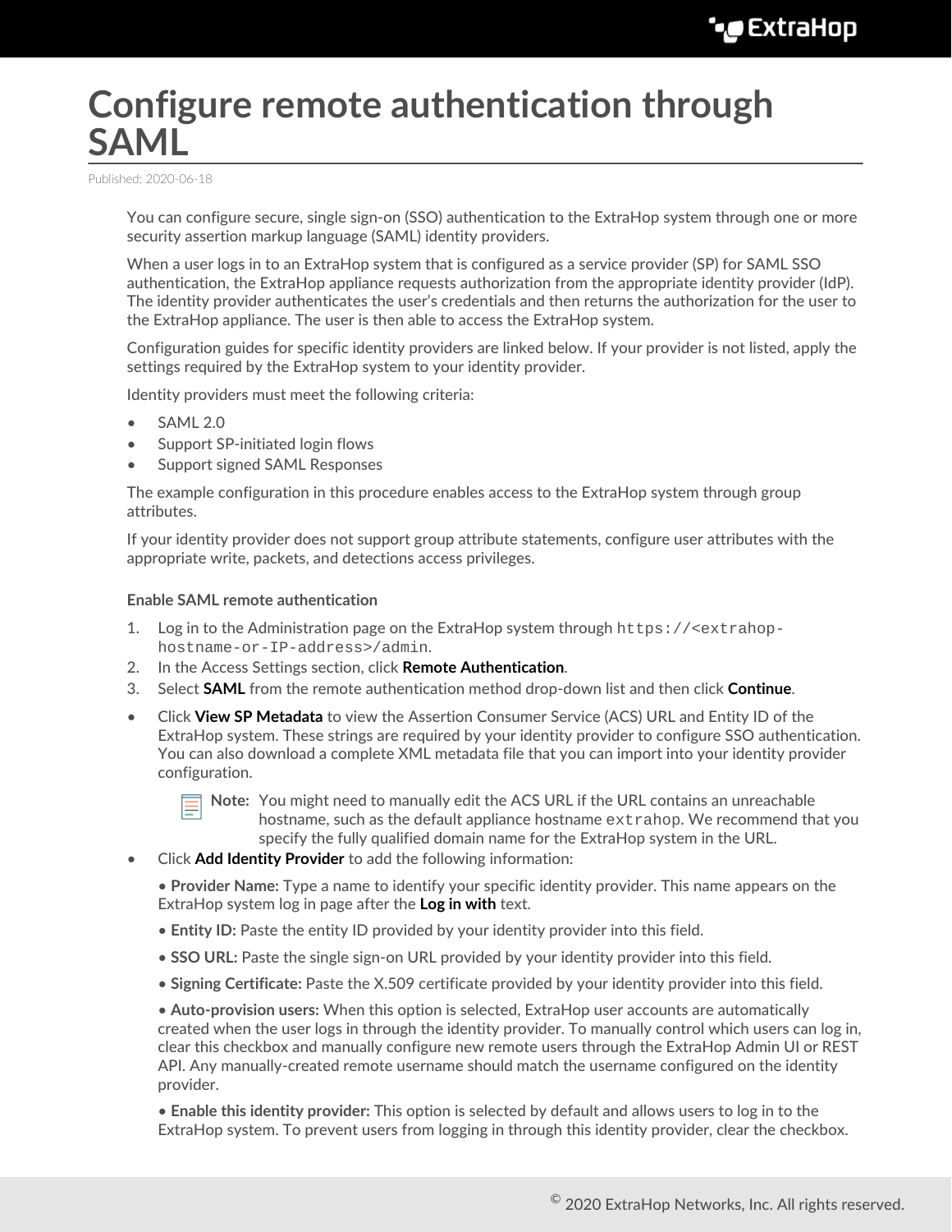# Configure remote authentication through SAML

Published: 2020-06-18

You can configure secure, single sign-on (SSO) authentication to the ExtraHop system through one or more security assertion markup language (SAML) identity providers.

When a user logs in to an ExtraHop system that is configured as a service provider (SP) for SAML SSO authentication, the ExtraHop appliance requests authorization from the appropriate identity provider (IdP). The identity provider authenticates the user's credentials and then returns the authorization for the user to the ExtraHop appliance. The user is then able to access the ExtraHop system.

Configuration guides for specific identity providers are linked below. If your provider is not listed, apply the settings required by the ExtraHop system to your identity provider.

Identity providers must meet the following criteria:

- SAML 2.0
- Support SP-initiated login flows
- Support signed SAML Responses

The example configuration in this procedure enables access to the ExtraHop system through group attributes.

If your identity provider does not support group attribute statements, configure user attributes with the appropriate write, packets, and detections access privileges.

**Enable SAML remote authentication**

1. Log in to the Administration page on the ExtraHop system through `https://<extrahop-hostname-or-IP-address>/admin`.
2. In the Access Settings section, click **Remote Authentication**.
3. Select **SAML** from the remote authentication method drop-down list and then click **Continue**.

- Click **View SP Metadata** to view the Assertion Consumer Service (ACS) URL and Entity ID of the ExtraHop system. These strings are required by your identity provider to configure SSO authentication. You can also download a complete XML metadata file that you can import into your identity provider configuration.

  > **Note:** You might need to manually edit the ACS URL if the URL contains an unreachable hostname, such as the default appliance hostname `extrahop`. We recommend that you specify the fully qualified domain name for the ExtraHop system in the URL.

- Click **Add Identity Provider** to add the following information:

  • **Provider Name:** Type a name to identify your specific identity provider. This name appears on the ExtraHop system log in page after the **Log in with** text.

  • **Entity ID:** Paste the entity ID provided by your identity provider into this field.

  • **SSO URL:** Paste the single sign-on URL provided by your identity provider into this field.

  • **Signing Certificate:** Paste the X.509 certificate provided by your identity provider into this field.

  • **Auto-provision users:** When this option is selected, ExtraHop user accounts are automatically created when the user logs in through the identity provider. To manually control which users can log in, clear this checkbox and manually configure new remote users through the ExtraHop Admin UI or REST API. Any manually-created remote username should match the username configured on the identity provider.

  • **Enable this identity provider:** This option is selected by default and allows users to log in to the ExtraHop system. To prevent users from logging in through this identity provider, clear the checkbox.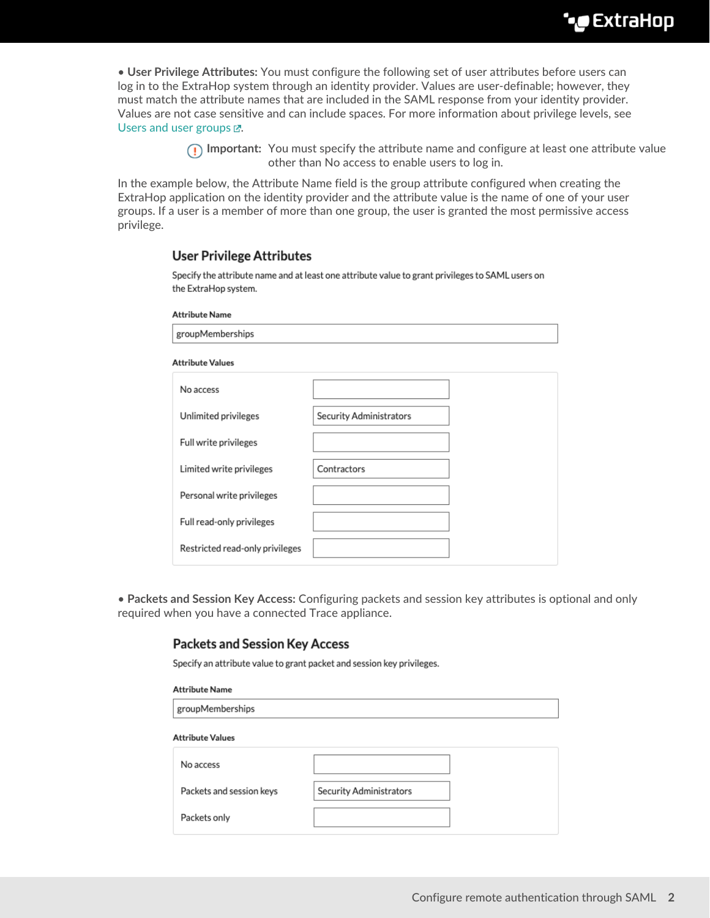- **User Privilege Attributes:** You must configure the following set of user attributes before users can log in to the ExtraHop system through an identity provider. Values are user-definable; however, they must match the attribute names that are included in the SAML response from your identity provider. Values are not case sensitive and can include spaces. For more information about privilege levels, see Users and user groups.

> **Important:** You must specify the attribute name and configure at least one attribute value other than No access to enable users to log in.

In the example below, the Attribute Name field is the group attribute configured when creating the ExtraHop application on the identity provider and the attribute value is the name of one of your user groups. If a user is a member of more than one group, the user is granted the most permissive access privilege.

### User Privilege Attributes

Specify the attribute name and at least one attribute value to grant privileges to SAML users on the ExtraHop system.

**Attribute Name**

groupMemberships

**Attribute Values**

| Privilege | Value |
| --- | --- |
| No access | |
| Unlimited privileges | Security Administrators |
| Full write privileges | |
| Limited write privileges | Contractors |
| Personal write privileges | |
| Full read-only privileges | |
| Restricted read-only privileges | |

- **Packets and Session Key Access:** Configuring packets and session key attributes is optional and only required when you have a connected Trace appliance.

### Packets and Session Key Access

Specify an attribute value to grant packet and session key privileges.

**Attribute Name**

groupMemberships

**Attribute Values**

| Privilege | Value |
| --- | --- |
| No access | |
| Packets and session keys | Security Administrators |
| Packets only | |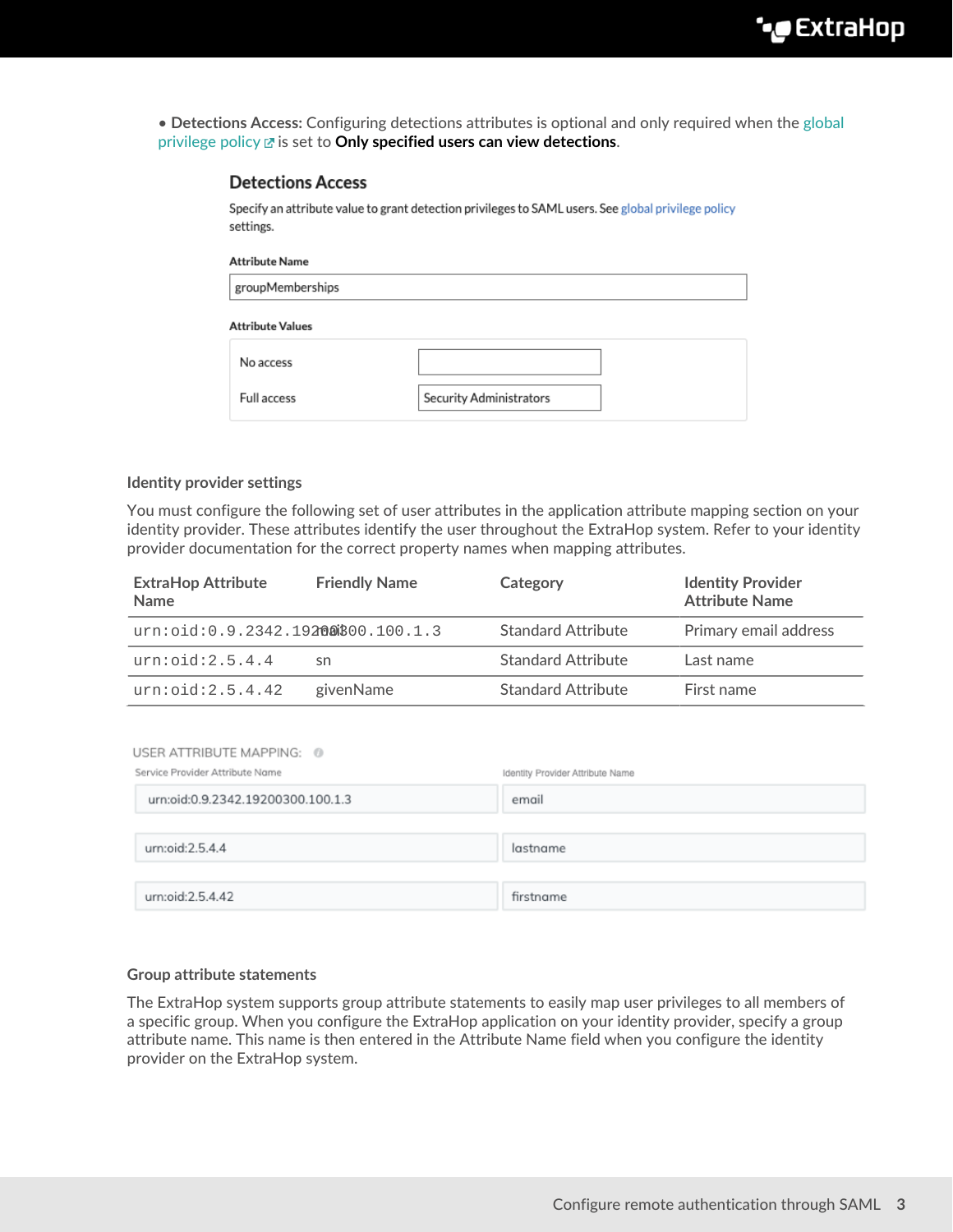- **Detections Access:** Configuring detections attributes is optional and only required when the global privilege policy is set to **Only specified users can view detections**.

**Detections Access**

Specify an attribute value to grant detection privileges to SAML users. See global privilege policy settings.

**Attribute Name**

groupMemberships

**Attribute Values**

| | |
|---|---|
| No access | |
| Full access | Security Administrators |

### Identity provider settings

You must configure the following set of user attributes in the application attribute mapping section on your identity provider. These attributes identify the user throughout the ExtraHop system. Refer to your identity provider documentation for the correct property names when mapping attributes.

| ExtraHop Attribute Name | Friendly Name | Category | Identity Provider Attribute Name |
|---|---|---|---|
| `urn:oid:0.9.2342.19200300.100.1.3` | mail | Standard Attribute | Primary email address |
| `urn:oid:2.5.4.4` | sn | Standard Attribute | Last name |
| `urn:oid:2.5.4.42` | givenName | Standard Attribute | First name |

USER ATTRIBUTE MAPPING:

| Service Provider Attribute Name | Identity Provider Attribute Name |
|---|---|
| urn:oid:0.9.2342.19200300.100.1.3 | email |
| urn:oid:2.5.4.4 | lastname |
| urn:oid:2.5.4.42 | firstname |

### Group attribute statements

The ExtraHop system supports group attribute statements to easily map user privileges to all members of a specific group. When you configure the ExtraHop application on your identity provider, specify a group attribute name. This name is then entered in the Attribute Name field when you configure the identity provider on the ExtraHop system.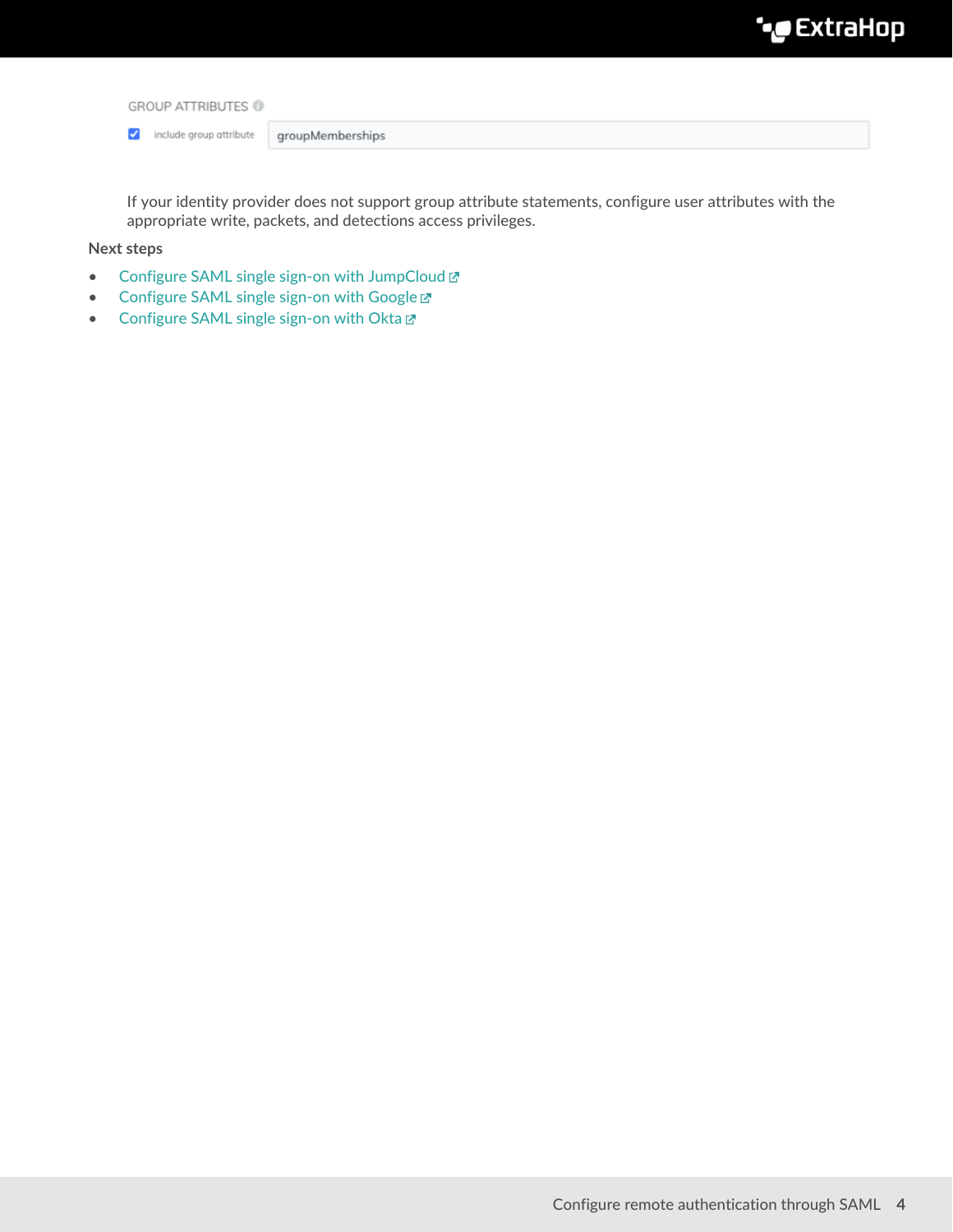GROUP ATTRIBUTES

include group attribute groupMemberships

If your identity provider does not support group attribute statements, configure user attributes with the appropriate write, packets, and detections access privileges.

**Next steps**

- Configure SAML single sign-on with JumpCloud
- Configure SAML single sign-on with Google
- Configure SAML single sign-on with Okta